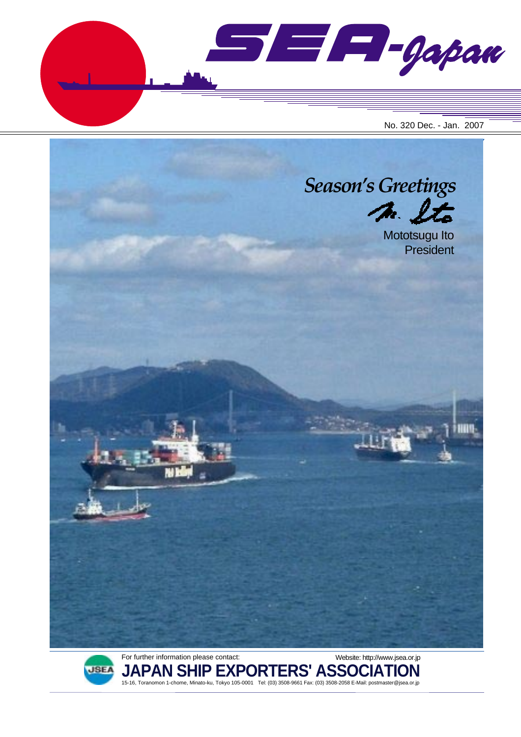# SEA-Japan

No. 320 Dec. - Jan. 2007

*Season's Greetings*

Mototsugu Ito
President

For further information please contact:

Website: http://www.jsea.or.jp

**JAPAN SHIP EXPORTERS' ASSOCIATION**

15-16, Toranomon 1-chome, Minato-ku, Tokyo 105-0001 Tel: (03) 3508-9661 Fax: (03) 3508-2058 E-Mail: postmaster@jsea.or.jp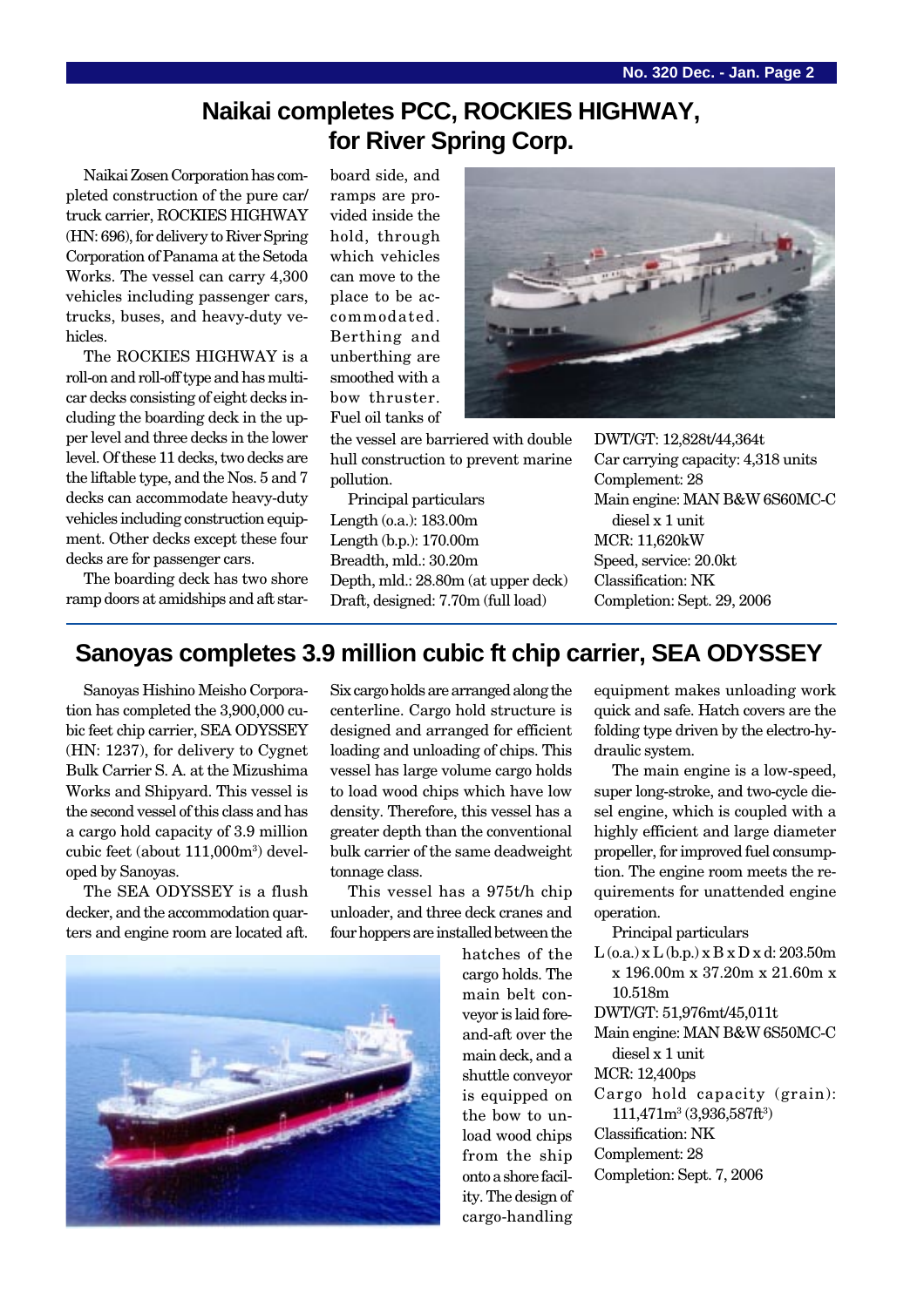## Naikai completes PCC, ROCKIES HIGHWAY, for River Spring Corp.

Naikai Zosen Corporation has completed construction of the pure car/truck carrier, ROCKIES HIGHWAY (HN: 696), for delivery to River Spring Corporation of Panama at the Setoda Works. The vessel can carry 4,300 vehicles including passenger cars, trucks, buses, and heavy-duty vehicles.

The ROCKIES HIGHWAY is a roll-on and roll-off type and has multi-car decks consisting of eight decks including the boarding deck in the upper level and three decks in the lower level. Of these 11 decks, two decks are the liftable type, and the Nos. 5 and 7 decks can accommodate heavy-duty vehicles including construction equipment. Other decks except these four decks are for passenger cars.

The boarding deck has two shore ramp doors at amidships and aft starboard side, and ramps are provided inside the hold, through which vehicles can move to the place to be accommodated. Berthing and unberthing are smoothed with a bow thruster. Fuel oil tanks of the vessel are barriered with double hull construction to prevent marine pollution.

Principal particulars
Length (o.a.): 183.00m
Length (b.p.): 170.00m
Breadth, mld.: 30.20m
Depth, mld.: 28.80m (at upper deck)
Draft, designed: 7.70m (full load)
DWT/GT: 12,828t/44,364t
Car carrying capacity: 4,318 units
Complement: 28
Main engine: MAN B&W 6S60MC-C diesel x 1 unit
MCR: 11,620kW
Speed, service: 20.0kt
Classification: NK
Completion: Sept. 29, 2006

## Sanoyas completes 3.9 million cubic ft chip carrier, SEA ODYSSEY

Sanoyas Hishino Meisho Corporation has completed the 3,900,000 cubic feet chip carrier, SEA ODYSSEY (HN: 1237), for delivery to Cygnet Bulk Carrier S. A. at the Mizushima Works and Shipyard. This vessel is the second vessel of this class and has a cargo hold capacity of 3.9 million cubic feet (about 111,000m$^3$) developed by Sanoyas.

The SEA ODYSSEY is a flush decker, and the accommodation quarters and engine room are located aft. Six cargo holds are arranged along the centerline. Cargo hold structure is designed and arranged for efficient loading and unloading of chips. This vessel has large volume cargo holds to load wood chips which have low density. Therefore, this vessel has a greater depth than the conventional bulk carrier of the same deadweight tonnage class.

This vessel has a 975t/h chip unloader, and three deck cranes and four hoppers are installed between the hatches of the cargo holds. The main belt conveyor is laid fore-and-aft over the main deck, and a shuttle conveyor is equipped on the bow to unload wood chips from the ship onto a shore facility. The design of cargo-handling equipment makes unloading work quick and safe. Hatch covers are the folding type driven by the electro-hydraulic system.

The main engine is a low-speed, super long-stroke, and two-cycle diesel engine, which is coupled with a highly efficient and large diameter propeller, for improved fuel consumption. The engine room meets the requirements for unattended engine operation.

Principal particulars
L (o.a.) x L (b.p.) x B x D x d: 203.50m x 196.00m x 37.20m x 21.60m x 10.518m
DWT/GT: 51,976mt/45,011t
Main engine: MAN B&W 6S50MC-C diesel x 1 unit
MCR: 12,400ps
Cargo hold capacity (grain): 111,471m$^3$ (3,936,587ft$^3$)
Classification: NK
Complement: 28
Completion: Sept. 7, 2006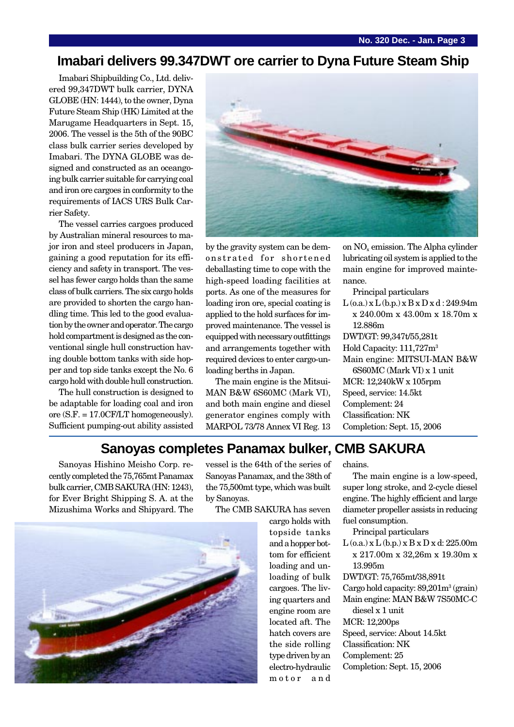## Imabari delivers 99.347DWT ore carrier to Dyna Future Steam Ship

Imabari Shipbuilding Co., Ltd. delivered 99,347DWT bulk carrier, DYNA GLOBE (HN: 1444), to the owner, Dyna Future Steam Ship (HK) Limited at the Marugame Headquarters in Sept. 15, 2006. The vessel is the 5th of the 90BC class bulk carrier series developed by Imabari. The DYNA GLOBE was designed and constructed as an oceangoing bulk carrier suitable for carrying coal and iron ore cargoes in conformity to the requirements of IACS URS Bulk Carrier Safety.

The vessel carries cargoes produced by Australian mineral resources to major iron and steel producers in Japan, gaining a good reputation for its efficiency and safety in transport. The vessel has fewer cargo holds than the same class of bulk carriers. The six cargo holds are provided to shorten the cargo handling time. This led to the good evaluation by the owner and operator. The cargo hold compartment is designed as the conventional single hull construction having double bottom tanks with side hopper and top side tanks except the No. 6 cargo hold with double hull construction.

The hull construction is designed to be adaptable for loading coal and iron ore (S.F. = 17.0CF/LT homogeneously). Sufficient pumping-out ability assisted by the gravity system can be demonstrated for shortened deballasting time to cope with the high-speed loading facilities at ports. As one of the measures for loading iron ore, special coating is applied to the hold surfaces for improved maintenance. The vessel is equipped with necessary outfittings and arrangements together with required devices to enter cargo-unloading berths in Japan.

The main engine is the Mitsui-MAN B&W 6S60MC (Mark VI), and both main engine and diesel generator engines comply with MARPOL 73/78 Annex VI Reg. 13 on $NO_x$ emission. The Alpha cylinder lubricating oil system is applied to the main engine for improved maintenance.

Principal particulars

L (o.a.) x L (b.p.) x B x D x d : 249.94m x 240.00m x 43.00m x 18.70m x 12.886m
DWT/GT: 99,347t/55,281t
Hold Capacity: 111,727m$^3$
Main engine: MITSUI-MAN B&W 6S60MC (Mark VI) x 1 unit
MCR: 12,240kW x 105rpm
Speed, service: 14.5kt
Complement: 24
Classification: NK
Completion: Sept. 15, 2006

## Sanoyas completes Panamax bulker, CMB SAKURA

Sanoyas Hishino Meisho Corp. recently completed the 75,765mt Panamax bulk carrier, CMB SAKURA (HN: 1243), for Ever Bright Shipping S. A. at the Mizushima Works and Shipyard. The vessel is the 64th of the series of Sanoyas Panamax, and the 38th of the 75,500mt type, which was built by Sanoyas.

The CMB SAKURA has seven cargo holds with topside tanks and a hopper bottom for efficient loading and unloading of bulk cargoes. The living quarters and engine room are located aft. The hatch covers are the side rolling type driven by an electro-hydraulic motor and chains.

The main engine is a low-speed, super long stroke, and 2-cycle diesel engine. The highly efficient and large diameter propeller assists in reducing fuel consumption.

Principal particulars

L (o.a.) x L (b.p.) x B x D x d: 225.00m x 217.00m x 32,26m x 19.30m x 13.995m
DWT/GT: 75,765mt/38,891t
Cargo hold capacity: 89,201m$^3$ (grain)
Main engine: MAN B&W 7S50MC-C diesel x 1 unit
MCR: 12,200ps
Speed, service: About 14.5kt
Classification: NK
Complement: 25
Completion: Sept. 15, 2006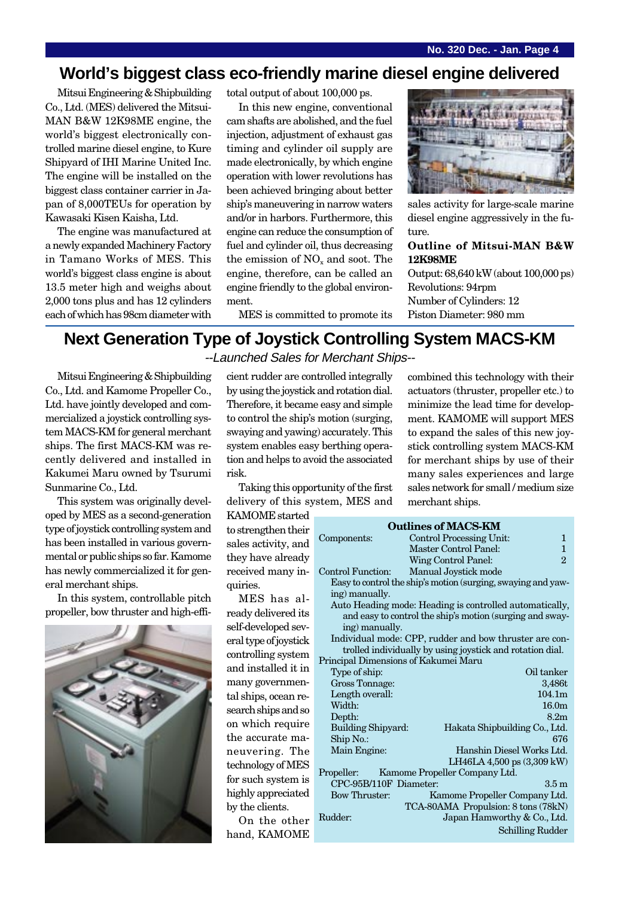## World's biggest class eco-friendly marine diesel engine delivered

Mitsui Engineering & Shipbuilding Co., Ltd. (MES) delivered the Mitsui-MAN B&W 12K98ME engine, the world's biggest electronically controlled marine diesel engine, to Kure Shipyard of IHI Marine United Inc. The engine will be installed on the biggest class container carrier in Japan of 8,000TEUs for operation by Kawasaki Kisen Kaisha, Ltd.

The engine was manufactured at a newly expanded Machinery Factory in Tamano Works of MES. This world's biggest class engine is about 13.5 meter high and weighs about 2,000 tons plus and has 12 cylinders each of which has 98cm diameter with total output of about 100,000 ps.

In this new engine, conventional cam shafts are abolished, and the fuel injection, adjustment of exhaust gas timing and cylinder oil supply are made electronically, by which engine operation with lower revolutions has been achieved bringing about better ship's maneuvering in narrow waters and/or in harbors. Furthermore, this engine can reduce the consumption of fuel and cylinder oil, thus decreasing the emission of $NO_x$ and soot. The engine, therefore, can be called an engine friendly to the global environment.

MES is committed to promote its sales activity for large-scale marine diesel engine aggressively in the future.

**Outline of Mitsui-MAN B&W 12K98ME**

Output: 68,640 kW (about 100,000 ps)
Revolutions: 94rpm
Number of Cylinders: 12
Piston Diameter: 980 mm

## Next Generation Type of Joystick Controlling System MACS-KM

*--Launched Sales for Merchant Ships--*

Mitsui Engineering & Shipbuilding Co., Ltd. and Kamome Propeller Co., Ltd. have jointly developed and commercialized a joystick controlling system MACS-KM for general merchant ships. The first MACS-KM was recently delivered and installed in Kakumei Maru owned by Tsurumi Sunmarine Co., Ltd.

This system was originally developed by MES as a second-generation type of joystick controlling system and has been installed in various governmental or public ships so far. Kamome has newly commercialized it for general merchant ships.

In this system, controllable pitch propeller, bow thruster and high-efficient rudder are controlled integrally by using the joystick and rotation dial. Therefore, it became easy and simple to control the ship's motion (surging, swaying and yawing) accurately. This system enables easy berthing operation and helps to avoid the associated risk.

Taking this opportunity of the first delivery of this system, MES and KAMOME started to strengthen their sales activity, and they have already received many inquiries.

MES has already delivered its self-developed several type of joystick controlling system and installed it in many governmental ships, ocean research ships and so on which require the accurate maneuvering. The technology of MES for such system is highly appreciated by the clients.

On the other hand, KAMOME combined this technology with their actuators (thruster, propeller etc.) to minimize the lead time for development. KAMOME will support MES to expand the sales of this new joystick controlling system MACS-KM for merchant ships by use of their many sales experiences and large sales network for small / medium size merchant ships.

**Outlines of MACS-KM**

| | | |
|---|---|---|
| Components: | Control Processing Unit: | 1 |
| | Master Control Panel: | 1 |
| | Wing Control Panel: | 2 |
| Control Function: | Manual Joystick mode | |

Easy to control the ship's motion (surging, swaying and yawing) manually.

Auto Heading mode: Heading is controlled automatically, and easy to control the ship's motion (surging and swaying) manually.

Individual mode: CPP, rudder and bow thruster are controlled individually by using joystick and rotation dial.

**Principal Dimensions of Kakumei Maru**

| | |
|---|---|
| Type of ship: | Oil tanker |
| Gross Tonnage: | 3,486t |
| Length overall: | 104.1m |
| Width: | 16.0m |
| Depth: | 8.2m |
| Building Shipyard: | Hakata Shipbuilding Co., Ltd. |
| Ship No.: | 676 |
| Main Engine: | Hanshin Diesel Works Ltd. LH46LA 4,500 ps (3,309 kW) |
| Propeller: | Kamome Propeller Company Ltd. |
| CPC-95B/110F Diameter: | 3.5 m |
| Bow Thruster: | Kamome Propeller Company Ltd. TCA-80AMA Propulsion: 8 tons (78kN) |
| Rudder: | Japan Hamworthy & Co., Ltd. Schilling Rudder |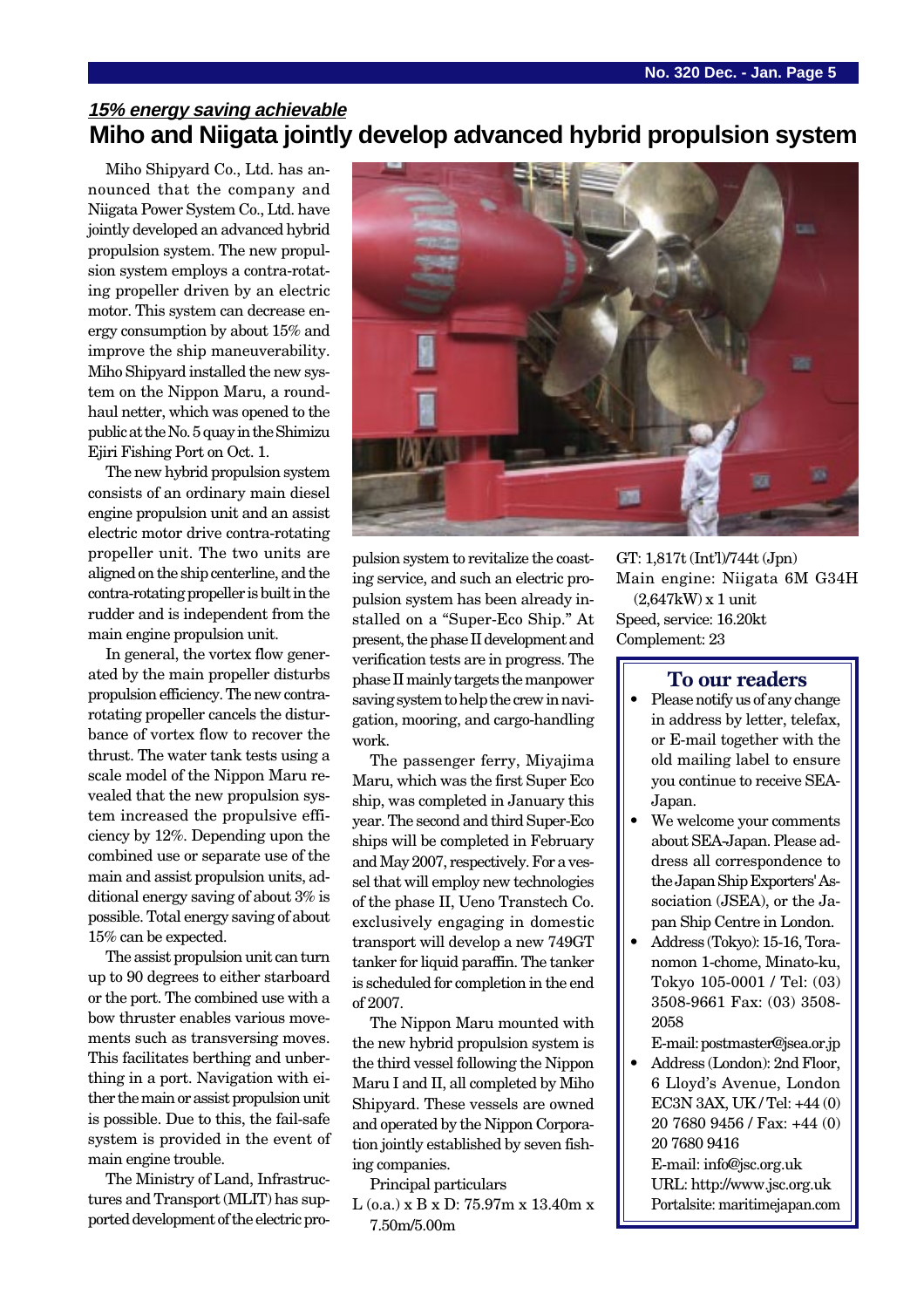***15% energy saving achievable***

# Miho and Niigata jointly develop advanced hybrid propulsion system

Miho Shipyard Co., Ltd. has announced that the company and Niigata Power System Co., Ltd. have jointly developed an advanced hybrid propulsion system. The new propulsion system employs a contra-rotating propeller driven by an electric motor. This system can decrease energy consumption by about 15% and improve the ship maneuverability. Miho Shipyard installed the new system on the Nippon Maru, a round-haul netter, which was opened to the public at the No. 5 quay in the Shimizu Ejiri Fishing Port on Oct. 1.

The new hybrid propulsion system consists of an ordinary main diesel engine propulsion unit and an assist electric motor drive contra-rotating propeller unit. The two units are aligned on the ship centerline, and the contra-rotating propeller is built in the rudder and is independent from the main engine propulsion unit.

In general, the vortex flow generated by the main propeller disturbs propulsion efficiency. The new contra-rotating propeller cancels the disturbance of vortex flow to recover the thrust. The water tank tests using a scale model of the Nippon Maru revealed that the new propulsion system increased the propulsive efficiency by 12%. Depending upon the combined use or separate use of the main and assist propulsion units, additional energy saving of about 3% is possible. Total energy saving of about 15% can be expected.

The assist propulsion unit can turn up to 90 degrees to either starboard or the port. The combined use with a bow thruster enables various movements such as transversing moves. This facilitates berthing and unberthing in a port. Navigation with either the main or assist propulsion unit is possible. Due to this, the fail-safe system is provided in the event of main engine trouble.

The Ministry of Land, Infrastructures and Transport (MLIT) has supported development of the electric propulsion system to revitalize the coasting service, and such an electric propulsion system has been already installed on a "Super-Eco Ship." At present, the phase II development and verification tests are in progress. The phase II mainly targets the manpower saving system to help the crew in navigation, mooring, and cargo-handling work.

The passenger ferry, Miyajima Maru, which was the first Super Eco ship, was completed in January this year. The second and third Super-Eco ships will be completed in February and May 2007, respectively. For a vessel that will employ new technologies of the phase II, Ueno Transtech Co. exclusively engaging in domestic transport will develop a new 749GT tanker for liquid paraffin. The tanker is scheduled for completion in the end of 2007.

The Nippon Maru mounted with the new hybrid propulsion system is the third vessel following the Nippon Maru I and II, all completed by Miho Shipyard. These vessels are owned and operated by the Nippon Corporation jointly established by seven fishing companies.

Principal particulars

L (o.a.) x B x D: 75.97m x 13.40m x 7.50m/5.00m
GT: 1,817t (Int'l)/744t (Jpn)
Main engine: Niigata 6M G34H (2,647kW) x 1 unit
Speed, service: 16.20kt
Complement: 23

## To our readers

- Please notify us of any change in address by letter, telefax, or E-mail together with the old mailing label to ensure you continue to receive SEA-Japan.
- We welcome your comments about SEA-Japan. Please address all correspondence to the Japan Ship Exporters' Association (JSEA), or the Japan Ship Centre in London.
- Address (Tokyo): 15-16, Toranomon 1-chome, Minato-ku, Tokyo 105-0001 / Tel: (03) 3508-9661 Fax: (03) 3508-2058
  E-mail: postmaster@jsea.or.jp
- Address (London): 2nd Floor, 6 Lloyd's Avenue, London EC3N 3AX, UK / Tel: +44 (0) 20 7680 9456 / Fax: +44 (0) 20 7680 9416
  E-mail: info@jsc.org.uk
  URL: http://www.jsc.org.uk
  Portalsite: maritimejapan.com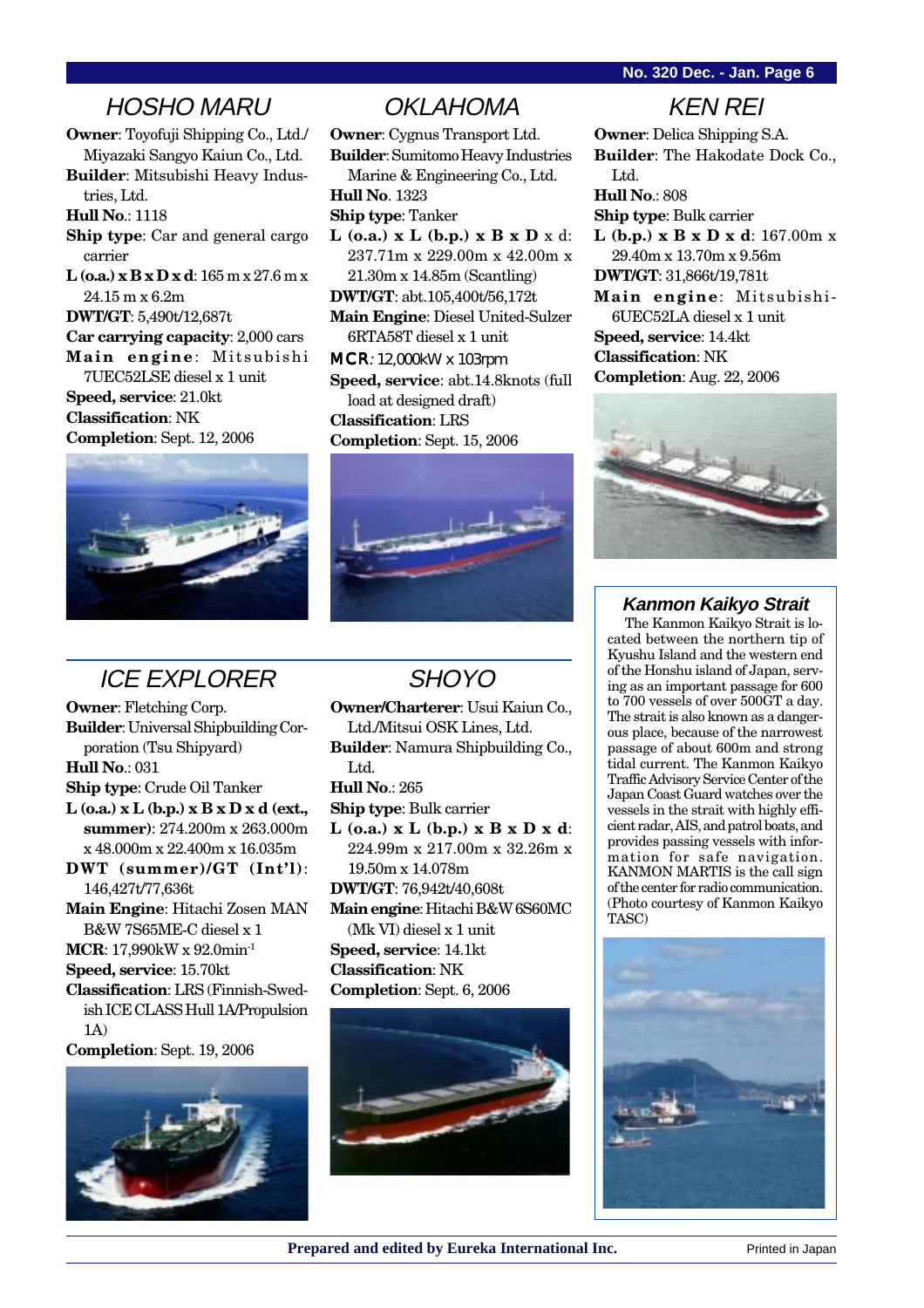## HOSHO MARU

**Owner**: Toyofuji Shipping Co., Ltd./ Miyazaki Sangyo Kaiun Co., Ltd.
**Builder**: Mitsubishi Heavy Industries, Ltd.
**Hull No**.: 1118
**Ship type**: Car and general cargo carrier
**L (o.a.) x B x D x d**: 165 m x 27.6 m x 24.15 m x 6.2m
**DWT/GT**: 5,490t/12,687t
**Car carrying capacity**: 2,000 cars
**Main engine**: Mitsubishi 7UEC52LSE diesel x 1 unit
**Speed, service**: 21.0kt
**Classification**: NK
**Completion**: Sept. 12, 2006

## OKLAHOMA

**Owner**: Cygnus Transport Ltd.
**Builder**: Sumitomo Heavy Industries Marine & Engineering Co., Ltd.
**Hull No**. 1323
**Ship type**: Tanker
**L (o.a.) x L (b.p.) x B x D** x d: 237.71m x 229.00m x 42.00m x 21.30m x 14.85m (Scantling)
**DWT/GT**: abt.105,400t/56,172t
**Main Engine**: Diesel United-Sulzer 6RTA58T diesel x 1 unit
**MCR**: 12,000kW x 103rpm
**Speed, service**: abt.14.8knots (full load at designed draft)
**Classification**: LRS
**Completion**: Sept. 15, 2006

## KEN REI

**Owner**: Delica Shipping S.A.
**Builder**: The Hakodate Dock Co., Ltd.
**Hull No**.: 808
**Ship type**: Bulk carrier
**L (b.p.) x B x D x d**: 167.00m x 29.40m x 13.70m x 9.56m
**DWT/GT**: 31,866t/19,781t
**Main engine**: Mitsubishi-6UEC52LA diesel x 1 unit
**Speed, service**: 14.4kt
**Classification**: NK
**Completion**: Aug. 22, 2006

## ICE EXPLORER

**Owner**: Fletching Corp.
**Builder**: Universal Shipbuilding Corporation (Tsu Shipyard)
**Hull No**.: 031
**Ship type**: Crude Oil Tanker
**L (o.a.) x L (b.p.) x B x D x d (ext., summer)**: 274.200m x 263.000m x 48.000m x 22.400m x 16.035m
**DWT (summer)/GT (Int'l)**: 146,427t/77,636t
**Main Engine**: Hitachi Zosen MAN B&W 7S65ME-C diesel x 1
**MCR**: 17,990kW x 92.0$min^{-1}$
**Speed, service**: 15.70kt
**Classification**: LRS (Finnish-Swedish ICE CLASS Hull 1A/Propulsion 1A)
**Completion**: Sept. 19, 2006

## SHOYO

**Owner/Charterer**: Usui Kaiun Co., Ltd./Mitsui OSK Lines, Ltd.
**Builder**: Namura Shipbuilding Co., Ltd.
**Hull No**.: 265
**Ship type**: Bulk carrier
**L (o.a.) x L (b.p.) x B x D x d**: 224.99m x 217.00m x 32.26m x 19.50m x 14.078m
**DWT/GT**: 76,942t/40,608t
**Main engine**: Hitachi B&W 6S60MC (Mk VI) diesel x 1 unit
**Speed, service**: 14.1kt
**Classification**: NK
**Completion**: Sept. 6, 2006

### Kanmon Kaikyo Strait

The Kanmon Kaikyo Strait is located between the northern tip of Kyushu Island and the western end of the Honshu island of Japan, serving as an important passage for 600 to 700 vessels of over 500GT a day. The strait is also known as a dangerous place, because of the narrowest passage of about 600m and strong tidal current. The Kanmon Kaikyo Traffic Advisory Service Center of the Japan Coast Guard watches over the vessels in the strait with highly efficient radar, AIS, and patrol boats, and provides passing vessels with information for safe navigation. KANMON MARTIS is the call sign of the center for radio communication. (Photo courtesy of Kanmon Kaikyo TASC)

Prepared and edited by Eureka International Inc.

Printed in Japan